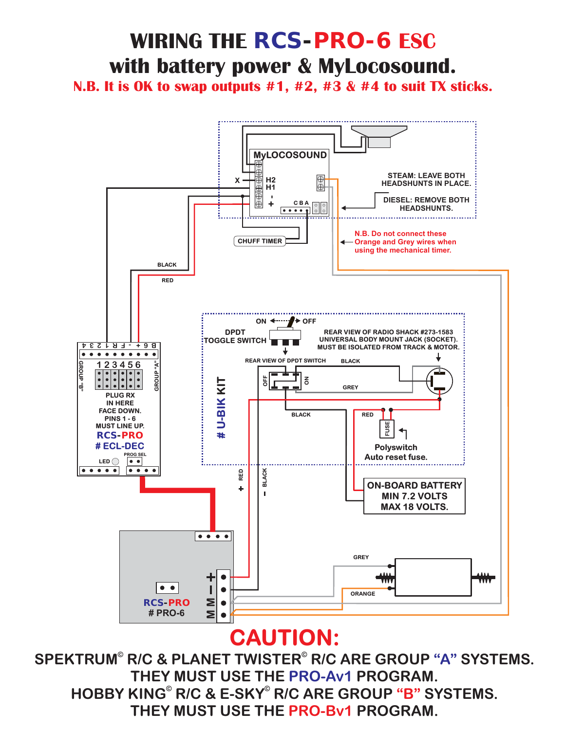# WIRING THE RCS-PRO-6 ESC
# with battery power & MyLocosound.

**N.B. It is OK to swap outputs #1, #2, #3 & #4 to suit TX sticks.**

MyLOCOSOUND

X

H2

H1

-

+

C B A

STEAM: LEAVE BOTH HEADSHUNTS IN PLACE.

DIESEL: REMOVE BOTH HEADSHUNTS.

CHUFF TIMER

N.B. Do not connect these Orange and Grey wires when using the mechanical timer.

BLACK

RED

ON

OFF

DPDT TOGGLE SWITCH

REAR VIEW OF RADIO SHACK #273-1583 UNIVERSAL BODY MOUNT JACK (SOCKET). MUST BE ISOLATED FROM TRACK & MOTOR.

REAR VIEW OF DPDT SWITCH

BLACK

GREY

BLACK

RED

FUSE

Polyswitch Auto reset fuse.

# U-BIK KIT

B 6 + - F R 1 2 3 4

GROUP "B"

1 2 3 4 5 6

GROUP "A"

PLUG RX IN HERE FACE DOWN. PINS 1 - 6 MUST LINE UP.

RCS-PRO

# ECL-DEC

LED

PROG SEL

+ RED

- BLACK

ON-BOARD BATTERY MIN 7.2 VOLTS MAX 18 VOLTS.

GREY

ORANGE

RCS-PRO

# PRO-6

+

-

M

M

# CAUTION:

SPEKTRUM© R/C & PLANET TWISTER© R/C ARE GROUP "A" SYSTEMS.
THEY MUST USE THE PRO-Av1 PROGRAM.
HOBBY KING© R/C & E-SKY© R/C ARE GROUP "B" SYSTEMS.
THEY MUST USE THE PRO-Bv1 PROGRAM.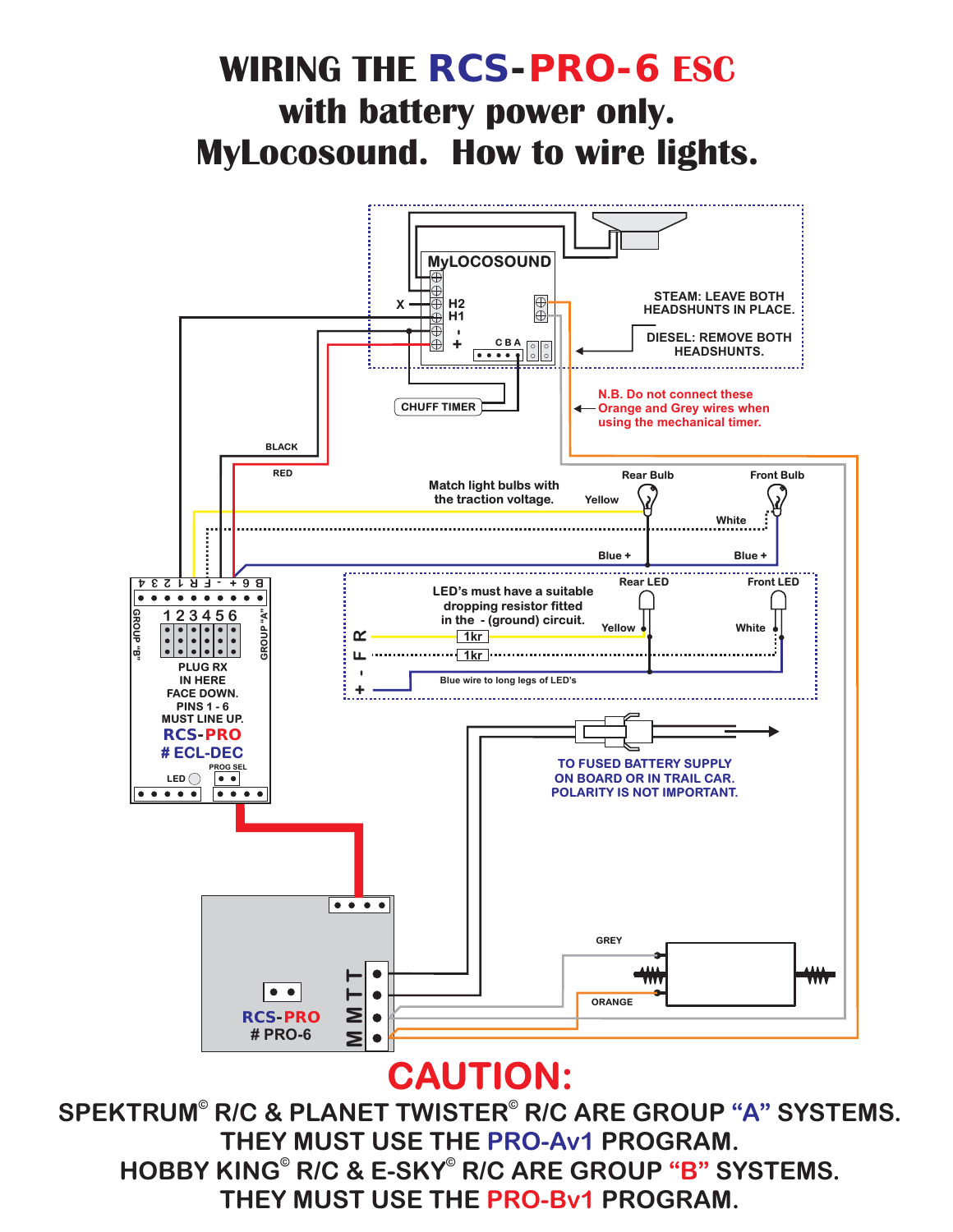# WIRING THE RCS-PRO-6 ESC with battery power only. MyLocosound. How to wire lights.

MyLOCOSOUND

X H2 H1 - +

C B A

STEAM: LEAVE BOTH HEADSHUNTS IN PLACE.

DIESEL: REMOVE BOTH HEADSHUNTS.

CHUFF TIMER

N.B. Do not connect these Orange and Grey wires when using the mechanical timer.

BLACK

RED

Match light bulbs with the traction voltage.

Rear Bulb

Front Bulb

Yellow

White

Blue +

Blue +

Rear LED

Front LED

LED's must have a suitable dropping resistor fitted in the - (ground) circuit.

Yellow

White

1kr

1kr

R F - +

Blue wire to long legs of LED's

B 6 + - F R 1 2 3 4

GROUP "B"

GROUP "A"

1 2 3 4 5 6

PLUG RX IN HERE FACE DOWN. PINS 1 - 6 MUST LINE UP.

RCS-PRO # ECL-DEC

LED

PROG SEL

TO FUSED BATTERY SUPPLY ON BOARD OR IN TRAIL CAR. POLARITY IS NOT IMPORTANT.

GREY

ORANGE

RCS-PRO # PRO-6

T T M M

## CAUTION:

SPEKTRUM© R/C & PLANET TWISTER© R/C ARE GROUP "A" SYSTEMS. THEY MUST USE THE PRO-Av1 PROGRAM.

HOBBY KING© R/C & E-SKY© R/C ARE GROUP "B" SYSTEMS. THEY MUST USE THE PRO-Bv1 PROGRAM.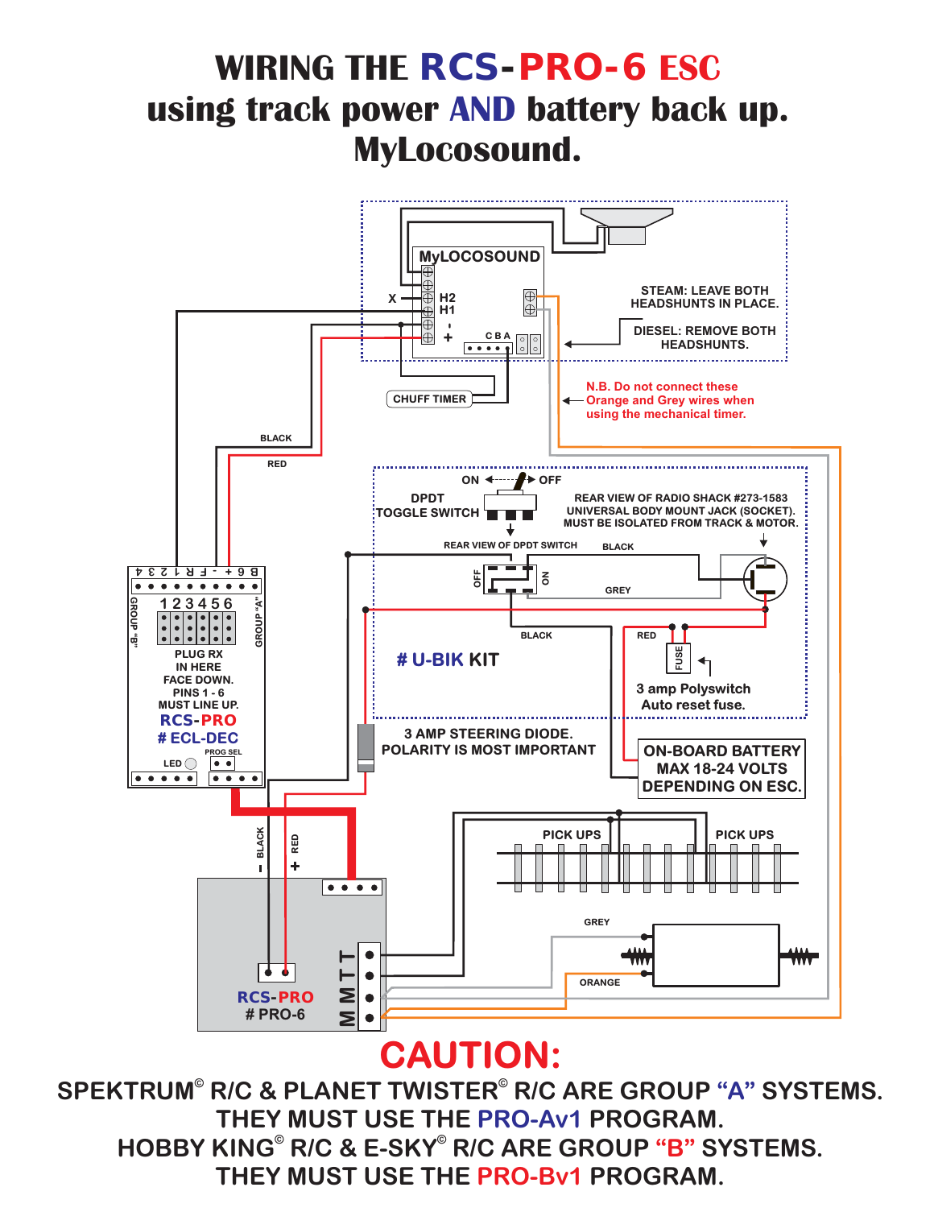# WIRING THE RCS-PRO-6 ESC using track power AND battery back up. MyLocosound.

MyLOCOSOUND

X

H2

H1

-

+

C B A

STEAM: LEAVE BOTH HEADSHUNTS IN PLACE.

DIESEL: REMOVE BOTH HEADSHUNTS.

CHUFF TIMER

N.B. Do not connect these Orange and Grey wires when using the mechanical timer.

BLACK

RED

ON

OFF

DPDT TOGGLE SWITCH

REAR VIEW OF RADIO SHACK #273-1583 UNIVERSAL BODY MOUNT JACK (SOCKET). MUST BE ISOLATED FROM TRACK & MOTOR.

REAR VIEW OF DPDT SWITCH

BLACK

GREY

BLACK

RED

FUSE

# U-BIK KIT

3 amp Polyswitch Auto reset fuse.

B 6 + - F R 1 2 3 4

GROUP "B"

1 2 3 4 5 6

GROUP "A"

PLUG RX IN HERE FACE DOWN. PINS 1 - 6 MUST LINE UP.

RCS-PRO

# ECL-DEC

PROG SEL

LED

3 AMP STEERING DIODE. POLARITY IS MOST IMPORTANT

ON-BOARD BATTERY MAX 18-24 VOLTS DEPENDING ON ESC.

PICK UPS

PICK UPS

- BLACK

+ RED

GREY

ORANGE

RCS-PRO

# PRO-6

M M T T

# CAUTION:

SPEKTRUM© R/C & PLANET TWISTER© R/C ARE GROUP "A" SYSTEMS. THEY MUST USE THE PRO-Av1 PROGRAM.

HOBBY KING© R/C & E-SKY© R/C ARE GROUP "B" SYSTEMS. THEY MUST USE THE PRO-Bv1 PROGRAM.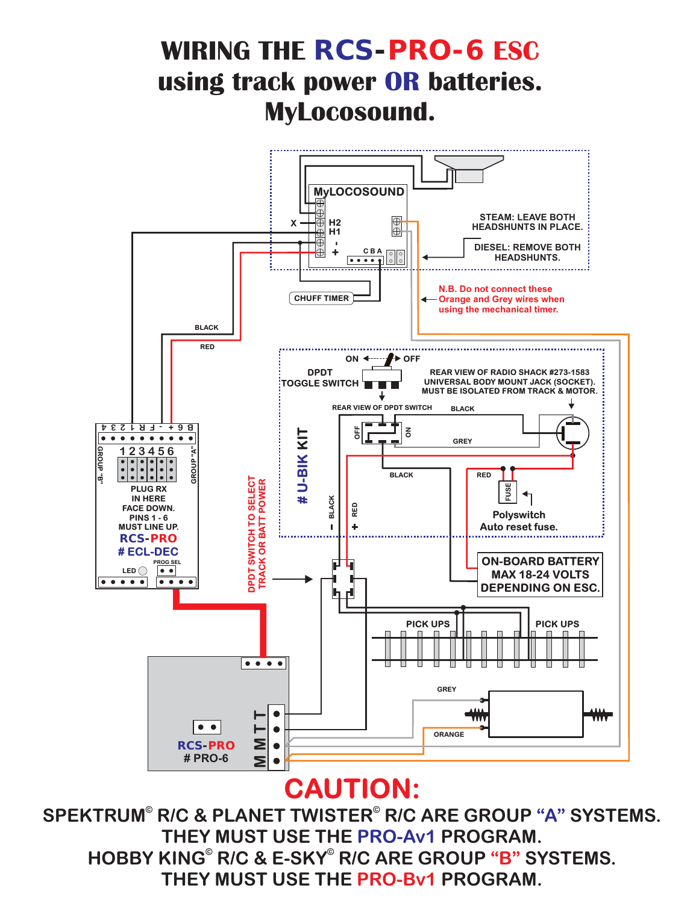# WIRING THE RCS-PRO-6 ESC using track power OR batteries. MyLocosound.

MyLOCOSOUND

X

H2

H1

\-

\+

C B A

STEAM: LEAVE BOTH HEADSHUNTS IN PLACE.

DIESEL: REMOVE BOTH HEADSHUNTS.

CHUFF TIMER

N.B. Do not connect these Orange and Grey wires when using the mechanical timer.

BLACK

RED

ON

OFF

DPDT TOGGLE SWITCH

REAR VIEW OF RADIO SHACK #273-1583 UNIVERSAL BODY MOUNT JACK (SOCKET). MUST BE ISOLATED FROM TRACK & MOTOR.

REAR VIEW OF DPDT SWITCH

BLACK

GREY

BLACK

RED

FUSE

Polyswitch Auto reset fuse.

# U-BIK KIT

\- BLACK

\+ RED

GROUP "B"

B 6 + - F R 1 2 3 4

1 2 3 4 5 6

GROUP "A"

PLUG RX IN HERE FACE DOWN. PINS 1 - 6 MUST LINE UP.

RCS-PRO

# ECL-DEC

LED

PROG SEL

DPDT SWITCH TO SELECT TRACK OR BATT POWER

ON-BOARD BATTERY MAX 18-24 VOLTS DEPENDING ON ESC.

PICK UPS

PICK UPS

GREY

ORANGE

RCS-PRO

# PRO-6

M M T T

## CAUTION:

**SPEKTRUM© R/C & PLANET TWISTER© R/C ARE GROUP "A" SYSTEMS. THEY MUST USE THE PRO-Av1 PROGRAM.**

**HOBBY KING© R/C & E-SKY© R/C ARE GROUP "B" SYSTEMS. THEY MUST USE THE PRO-Bv1 PROGRAM.**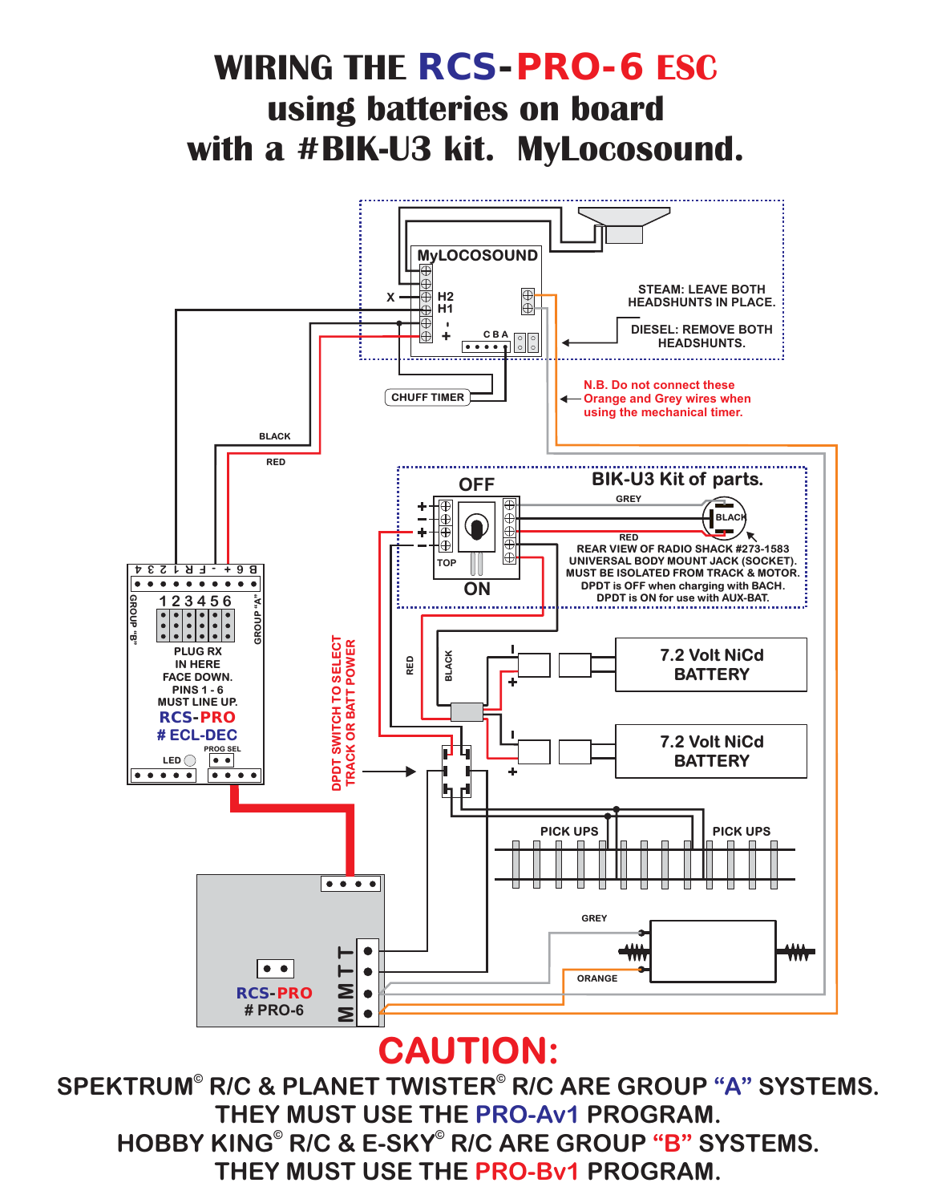# WIRING THE RCS-PRO-6 ESC using batteries on board with a #BIK-U3 kit. MyLocosound.

MyLOCOSOUND

X

H2

H1

-

+

C B A

STEAM: LEAVE BOTH HEADSHUNTS IN PLACE.

DIESEL: REMOVE BOTH HEADSHUNTS.

CHUFF TIMER

N.B. Do not connect these Orange and Grey wires when using the mechanical timer.

BLACK

RED

BIK-U3 Kit of parts.

OFF

ON

TOP

GREY

BLACK

RED

REAR VIEW OF RADIO SHACK #273-1583 UNIVERSAL BODY MOUNT JACK (SOCKET). MUST BE ISOLATED FROM TRACK & MOTOR. DPDT is OFF when charging with BACH. DPDT is ON for use with AUX-BAT.

B 6 + - F R 1 2 3 4

GROUP "B"

GROUP "A"

1 2 3 4 5 6

PLUG RX IN HERE FACE DOWN. PINS 1 - 6 MUST LINE UP.

RCS-PRO

# ECL-DEC

LED

PROG SEL

DPDT SWITCH TO SELECT TRACK OR BATT POWER

RED

BLACK

7.2 Volt NiCd BATTERY

7.2 Volt NiCd BATTERY

PICK UPS

PICK UPS

GREY

ORANGE

RCS-PRO

# PRO-6

T T M M

## CAUTION:

SPEKTRUM© R/C & PLANET TWISTER© R/C ARE GROUP "A" SYSTEMS. THEY MUST USE THE PRO-Av1 PROGRAM.

HOBBY KING© R/C & E-SKY© R/C ARE GROUP "B" SYSTEMS. THEY MUST USE THE PRO-Bv1 PROGRAM.